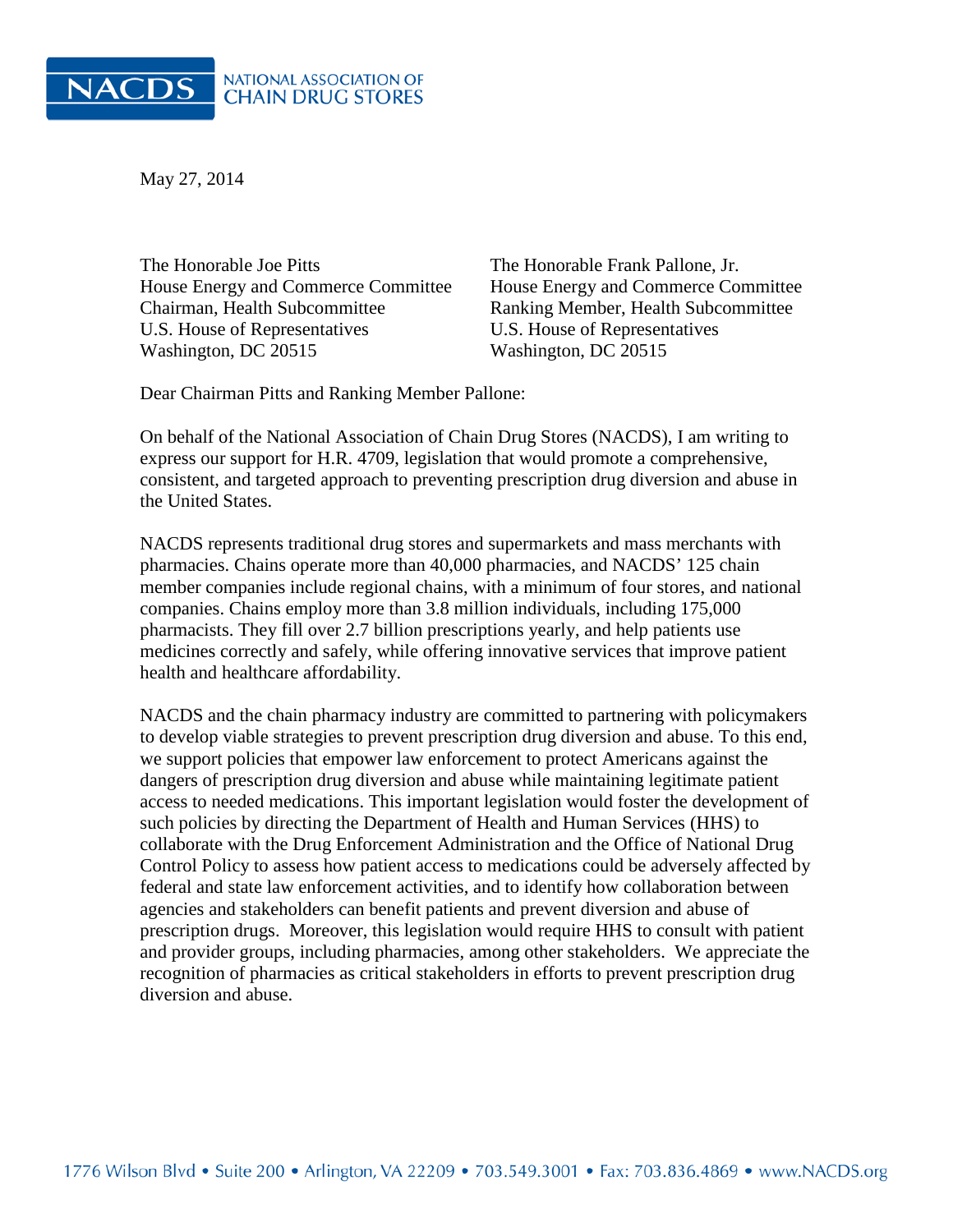**NACDS** NATIONAL ASSOCIATION OF CHAIN DRUG STORES

May 27, 2014

The Honorable Joe Pitts
House Energy and Commerce Committee
Chairman, Health Subcommittee
U.S. House of Representatives
Washington, DC 20515

The Honorable Frank Pallone, Jr.
House Energy and Commerce Committee
Ranking Member, Health Subcommittee
U.S. House of Representatives
Washington, DC 20515

Dear Chairman Pitts and Ranking Member Pallone:

On behalf of the National Association of Chain Drug Stores (NACDS), I am writing to express our support for H.R. 4709, legislation that would promote a comprehensive, consistent, and targeted approach to preventing prescription drug diversion and abuse in the United States.

NACDS represents traditional drug stores and supermarkets and mass merchants with pharmacies. Chains operate more than 40,000 pharmacies, and NACDS' 125 chain member companies include regional chains, with a minimum of four stores, and national companies. Chains employ more than 3.8 million individuals, including 175,000 pharmacists. They fill over 2.7 billion prescriptions yearly, and help patients use medicines correctly and safely, while offering innovative services that improve patient health and healthcare affordability.

NACDS and the chain pharmacy industry are committed to partnering with policymakers to develop viable strategies to prevent prescription drug diversion and abuse. To this end, we support policies that empower law enforcement to protect Americans against the dangers of prescription drug diversion and abuse while maintaining legitimate patient access to needed medications. This important legislation would foster the development of such policies by directing the Department of Health and Human Services (HHS) to collaborate with the Drug Enforcement Administration and the Office of National Drug Control Policy to assess how patient access to medications could be adversely affected by federal and state law enforcement activities, and to identify how collaboration between agencies and stakeholders can benefit patients and prevent diversion and abuse of prescription drugs. Moreover, this legislation would require HHS to consult with patient and provider groups, including pharmacies, among other stakeholders. We appreciate the recognition of pharmacies as critical stakeholders in efforts to prevent prescription drug diversion and abuse.

1776 Wilson Blvd • Suite 200 • Arlington, VA 22209 • 703.549.3001 • Fax: 703.836.4869 • www.NACDS.org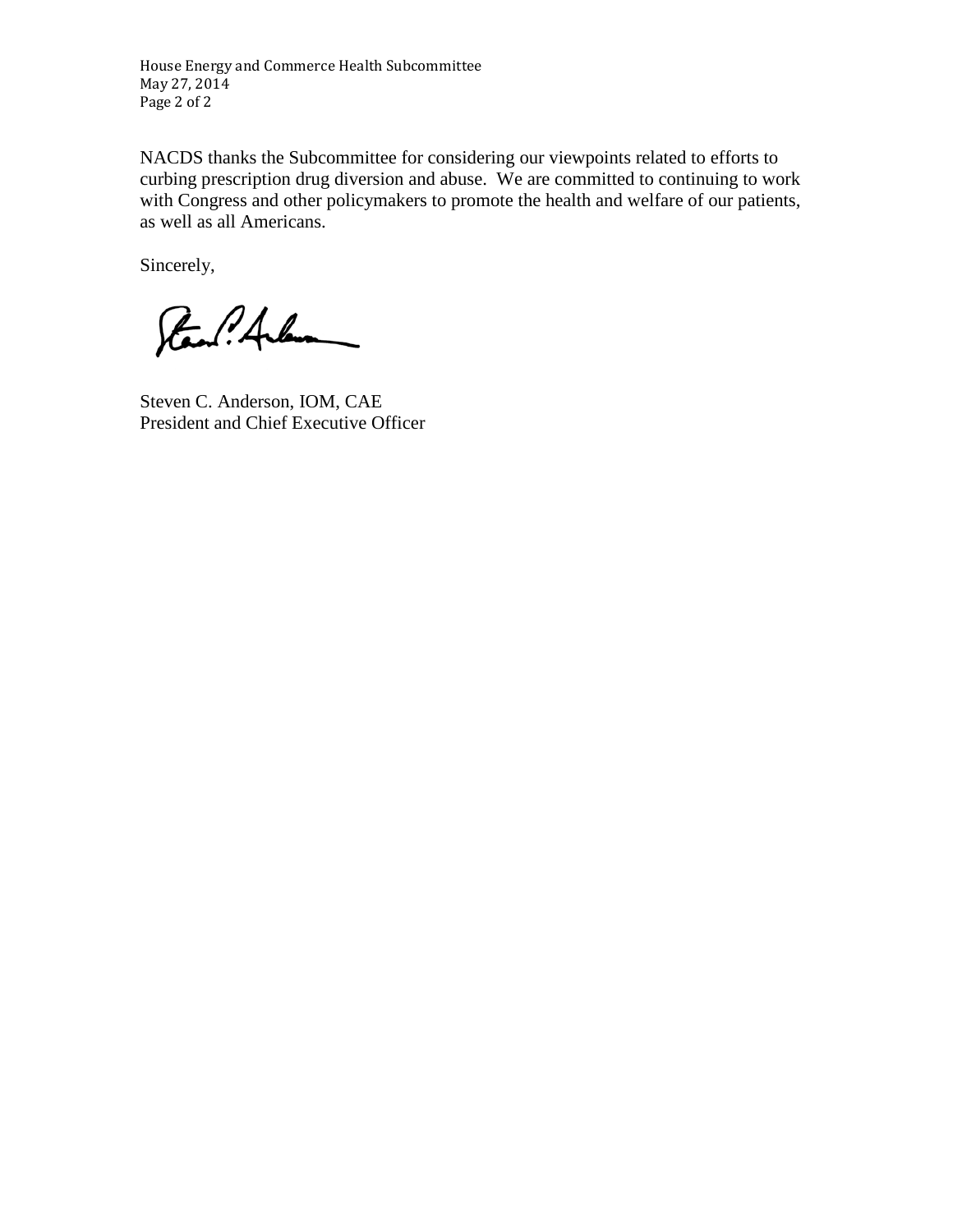NACDS thanks the Subcommittee for considering our viewpoints related to efforts to curbing prescription drug diversion and abuse. We are committed to continuing to work with Congress and other policymakers to promote the health and welfare of our patients, as well as all Americans.

Sincerely,

Steven C. Anderson, IOM, CAE
President and Chief Executive Officer